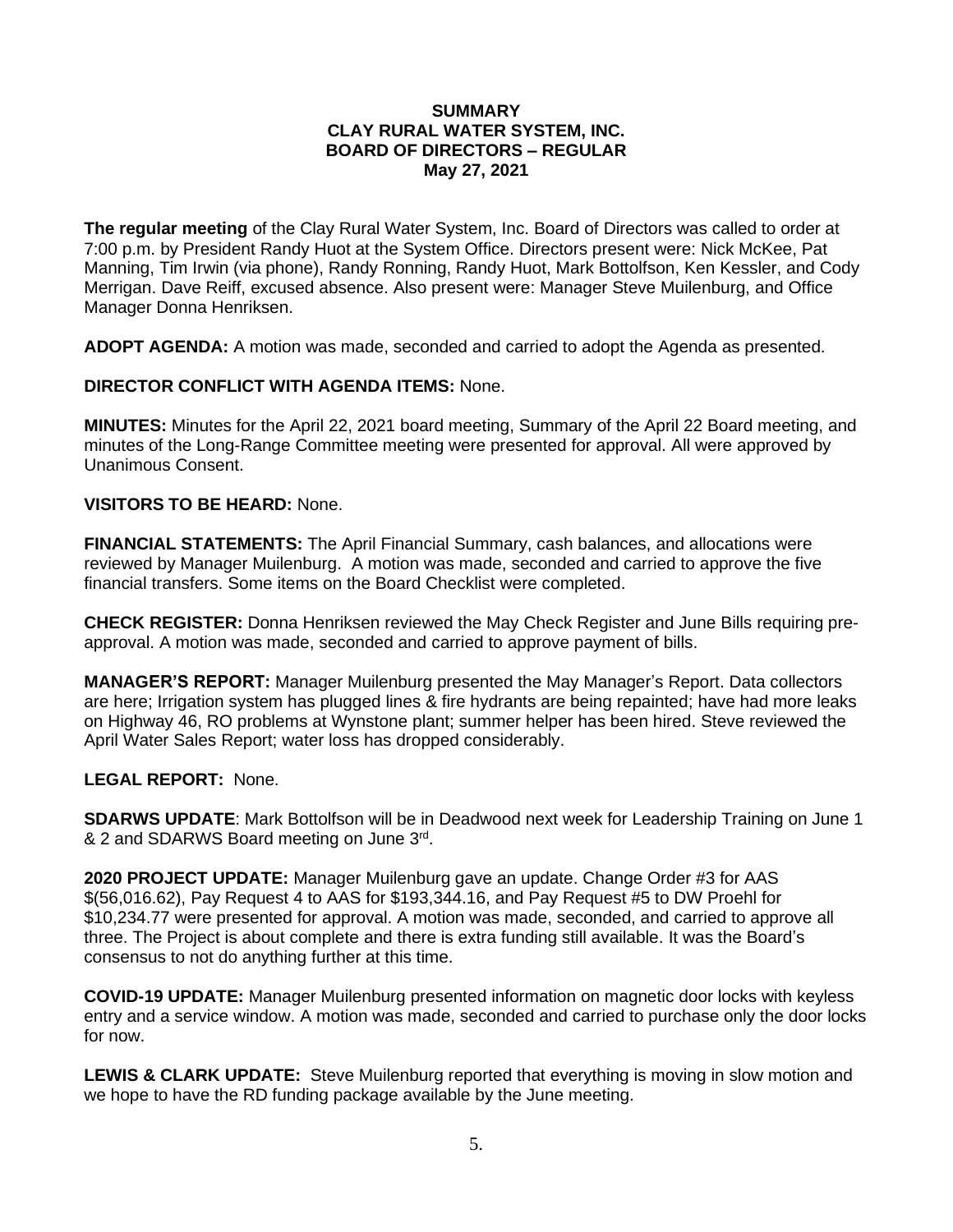**SUMMARY**
**CLAY RURAL WATER SYSTEM, INC.**
**BOARD OF DIRECTORS – REGULAR**
**May 27, 2021**

**The regular meeting** of the Clay Rural Water System, Inc. Board of Directors was called to order at 7:00 p.m. by President Randy Huot at the System Office. Directors present were: Nick McKee, Pat Manning, Tim Irwin (via phone), Randy Ronning, Randy Huot, Mark Bottolfson, Ken Kessler, and Cody Merrigan. Dave Reiff, excused absence. Also present were: Manager Steve Muilenburg, and Office Manager Donna Henriksen.

**ADOPT AGENDA:** A motion was made, seconded and carried to adopt the Agenda as presented.

**DIRECTOR CONFLICT WITH AGENDA ITEMS:** None.

**MINUTES:** Minutes for the April 22, 2021 board meeting, Summary of the April 22 Board meeting, and minutes of the Long-Range Committee meeting were presented for approval. All were approved by Unanimous Consent.

**VISITORS TO BE HEARD:** None.

**FINANCIAL STATEMENTS:** The April Financial Summary, cash balances, and allocations were reviewed by Manager Muilenburg. A motion was made, seconded and carried to approve the five financial transfers. Some items on the Board Checklist were completed.

**CHECK REGISTER:** Donna Henriksen reviewed the May Check Register and June Bills requiring pre-approval. A motion was made, seconded and carried to approve payment of bills.

**MANAGER'S REPORT:** Manager Muilenburg presented the May Manager's Report. Data collectors are here; Irrigation system has plugged lines & fire hydrants are being repainted; have had more leaks on Highway 46, RO problems at Wynstone plant; summer helper has been hired. Steve reviewed the April Water Sales Report; water loss has dropped considerably.

**LEGAL REPORT:** None.

**SDARWS UPDATE**: Mark Bottolfson will be in Deadwood next week for Leadership Training on June 1 & 2 and SDARWS Board meeting on June 3rd.

**2020 PROJECT UPDATE:** Manager Muilenburg gave an update. Change Order #3 for AAS $(56,016.62), Pay Request 4 to AAS for $193,344.16, and Pay Request #5 to DW Proehl for $10,234.77 were presented for approval. A motion was made, seconded, and carried to approve all three. The Project is about complete and there is extra funding still available. It was the Board's consensus to not do anything further at this time.

**COVID-19 UPDATE:** Manager Muilenburg presented information on magnetic door locks with keyless entry and a service window. A motion was made, seconded and carried to purchase only the door locks for now.

**LEWIS & CLARK UPDATE:** Steve Muilenburg reported that everything is moving in slow motion and we hope to have the RD funding package available by the June meeting.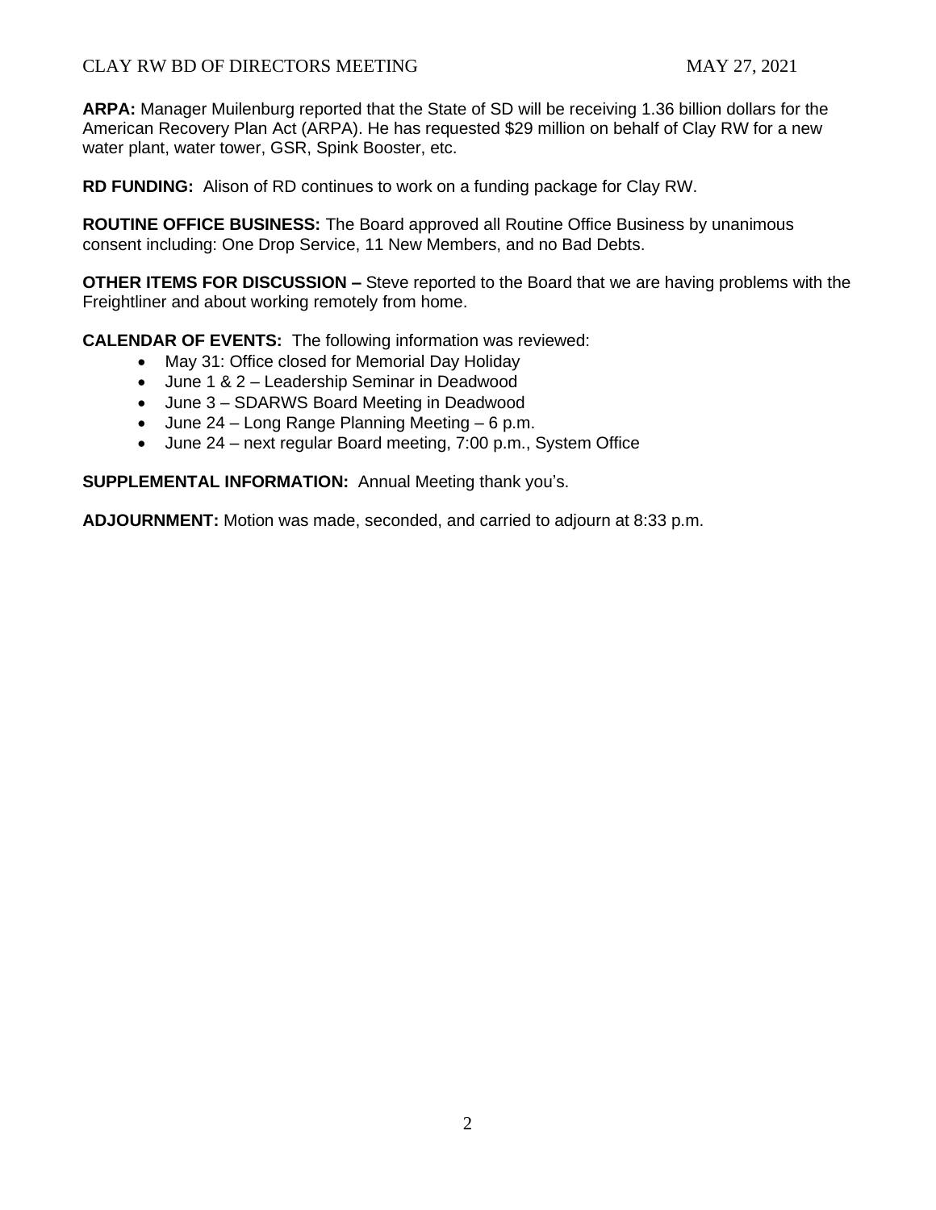**ARPA:** Manager Muilenburg reported that the State of SD will be receiving 1.36 billion dollars for the American Recovery Plan Act (ARPA). He has requested $29 million on behalf of Clay RW for a new water plant, water tower, GSR, Spink Booster, etc.

**RD FUNDING:** Alison of RD continues to work on a funding package for Clay RW.

**ROUTINE OFFICE BUSINESS:** The Board approved all Routine Office Business by unanimous consent including: One Drop Service, 11 New Members, and no Bad Debts.

**OTHER ITEMS FOR DISCUSSION –** Steve reported to the Board that we are having problems with the Freightliner and about working remotely from home.

**CALENDAR OF EVENTS:** The following information was reviewed:

- May 31: Office closed for Memorial Day Holiday
- June 1 & 2 – Leadership Seminar in Deadwood
- June 3 – SDARWS Board Meeting in Deadwood
- June 24 – Long Range Planning Meeting – 6 p.m.
- June 24 – next regular Board meeting, 7:00 p.m., System Office

**SUPPLEMENTAL INFORMATION:** Annual Meeting thank you's.

**ADJOURNMENT:** Motion was made, seconded, and carried to adjourn at 8:33 p.m.